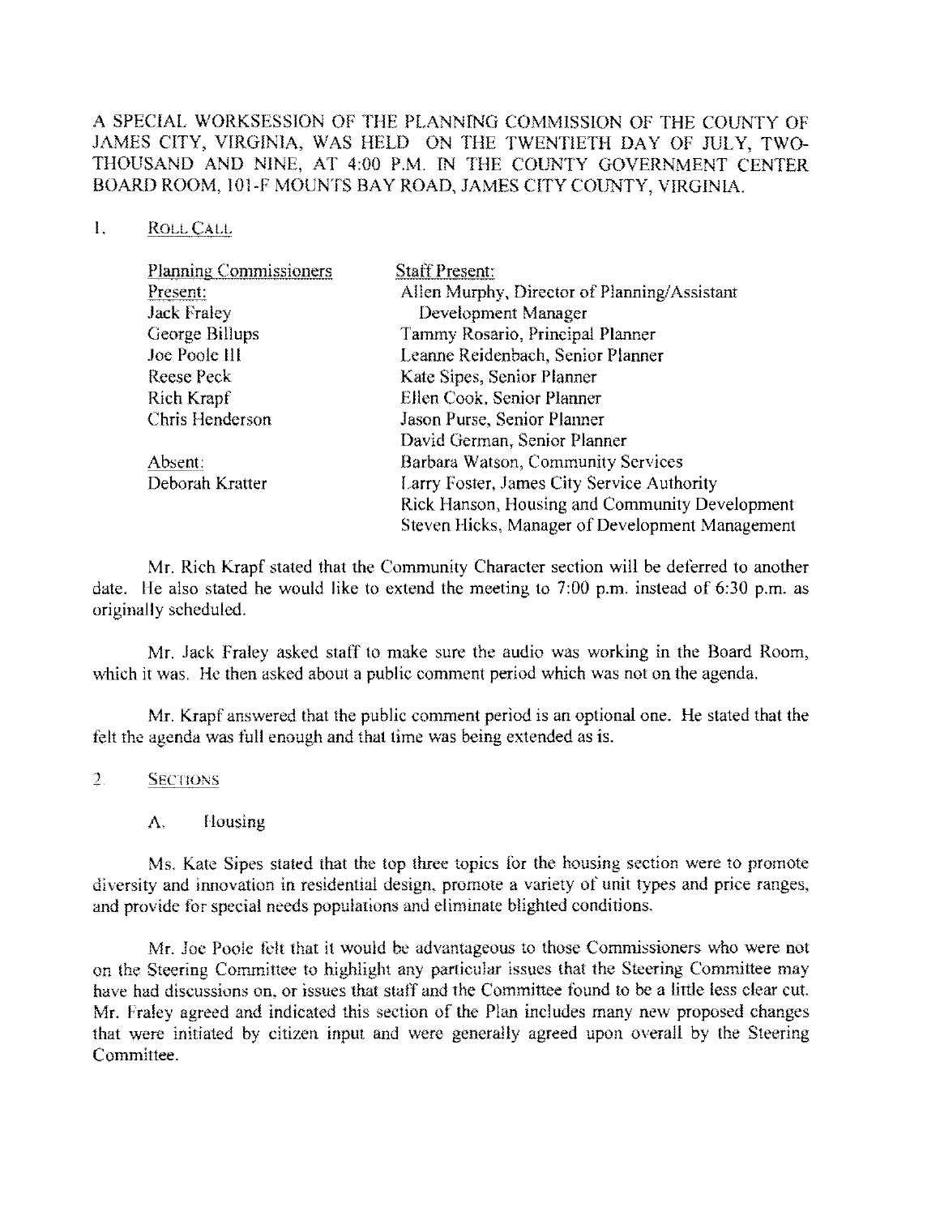A SPECIAL WORKSESSION OF THE PLANNING COMMISSION OF THE COUNTY OF JAMES CITY, VIRGINIA, WAS HELD ON THE TWENTIETH DAY OF JULY, TWO-THOUSAND AND NINE, AT 4:00 P.M. IN THE COUNTY GOVERNMENT CENTER BOARD ROOM, 101-F MOUNTS BAY ROAD, JAMES CITY COUNTY, VIRGINIA.

1. ROLL CALL

| Planning Commissioners Present: | Staff Present: |
|---|---|
| Jack Fraley | Allen Murphy, Director of Planning/Assistant Development Manager |
| George Billups | Tammy Rosario, Principal Planner |
| Joe Poole III | Leanne Reidenbach, Senior Planner |
| Reese Peck | Kate Sipes, Senior Planner |
| Rich Krapf | Ellen Cook, Senior Planner |
| Chris Henderson | Jason Purse, Senior Planner |
| | David German, Senior Planner |
| Absent: | Barbara Watson, Community Services |
| Deborah Kratter | Larry Foster, James City Service Authority |
| | Rick Hanson, Housing and Community Development |
| | Steven Hicks, Manager of Development Management |

Mr. Rich Krapf stated that the Community Character section will be deferred to another date. He also stated he would like to extend the meeting to 7:00 p.m. instead of 6:30 p.m. as originally scheduled.

Mr. Jack Fraley asked staff to make sure the audio was working in the Board Room, which it was. He then asked about a public comment period which was not on the agenda.

Mr. Krapf answered that the public comment period is an optional one. He stated that the felt the agenda was full enough and that time was being extended as is.

2. SECTIONS

A. Housing

Ms. Kate Sipes stated that the top three topics for the housing section were to promote diversity and innovation in residential design, promote a variety of unit types and price ranges, and provide for special needs populations and eliminate blighted conditions.

Mr. Joe Poole felt that it would be advantageous to those Commissioners who were not on the Steering Committee to highlight any particular issues that the Steering Committee may have had discussions on, or issues that staff and the Committee found to be a little less clear cut. Mr. Fraley agreed and indicated this section of the Plan includes many new proposed changes that were initiated by citizen input and were generally agreed upon overall by the Steering Committee.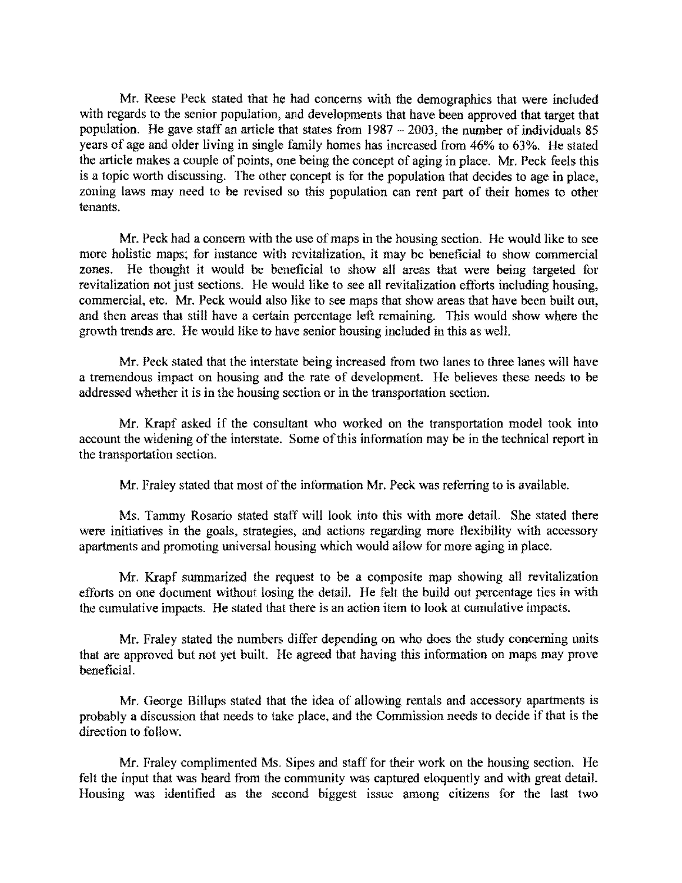Mr. Reese Peck stated that he had concerns with the demographics that were included with regards to the senior population, and developments that have been approved that target that population. He gave staff an article that states from 1987 – 2003, the number of individuals 85 years of age and older living in single family homes has increased from 46% to 63%. He stated the article makes a couple of points, one being the concept of aging in place. Mr. Peck feels this is a topic worth discussing. The other concept is for the population that decides to age in place, zoning laws may need to be revised so this population can rent part of their homes to other tenants.

Mr. Peck had a concern with the use of maps in the housing section. He would like to see more holistic maps; for instance with revitalization, it may be beneficial to show commercial zones. He thought it would be beneficial to show all areas that were being targeted for revitalization not just sections. He would like to see all revitalization efforts including housing, commercial, etc. Mr. Peck would also like to see maps that show areas that have been built out, and then areas that still have a certain percentage left remaining. This would show where the growth trends are. He would like to have senior housing included in this as well.

Mr. Peck stated that the interstate being increased from two lanes to three lanes will have a tremendous impact on housing and the rate of development. He believes these needs to be addressed whether it is in the housing section or in the transportation section.

Mr. Krapf asked if the consultant who worked on the transportation model took into account the widening of the interstate. Some of this information may be in the technical report in the transportation section.

Mr. Fraley stated that most of the information Mr. Peck was referring to is available.

Ms. Tammy Rosario stated staff will look into this with more detail. She stated there were initiatives in the goals, strategies, and actions regarding more flexibility with accessory apartments and promoting universal housing which would allow for more aging in place.

Mr. Krapf summarized the request to be a composite map showing all revitalization efforts on one document without losing the detail. He felt the build out percentage ties in with the cumulative impacts. He stated that there is an action item to look at cumulative impacts.

Mr. Fraley stated the numbers differ depending on who does the study concerning units that are approved but not yet built. He agreed that having this information on maps may prove beneficial.

Mr. George Billups stated that the idea of allowing rentals and accessory apartments is probably a discussion that needs to take place, and the Commission needs to decide if that is the direction to follow.

Mr. Fraley complimented Ms. Sipes and staff for their work on the housing section. He felt the input that was heard from the community was captured eloquently and with great detail. Housing was identified as the second biggest issue among citizens for the last two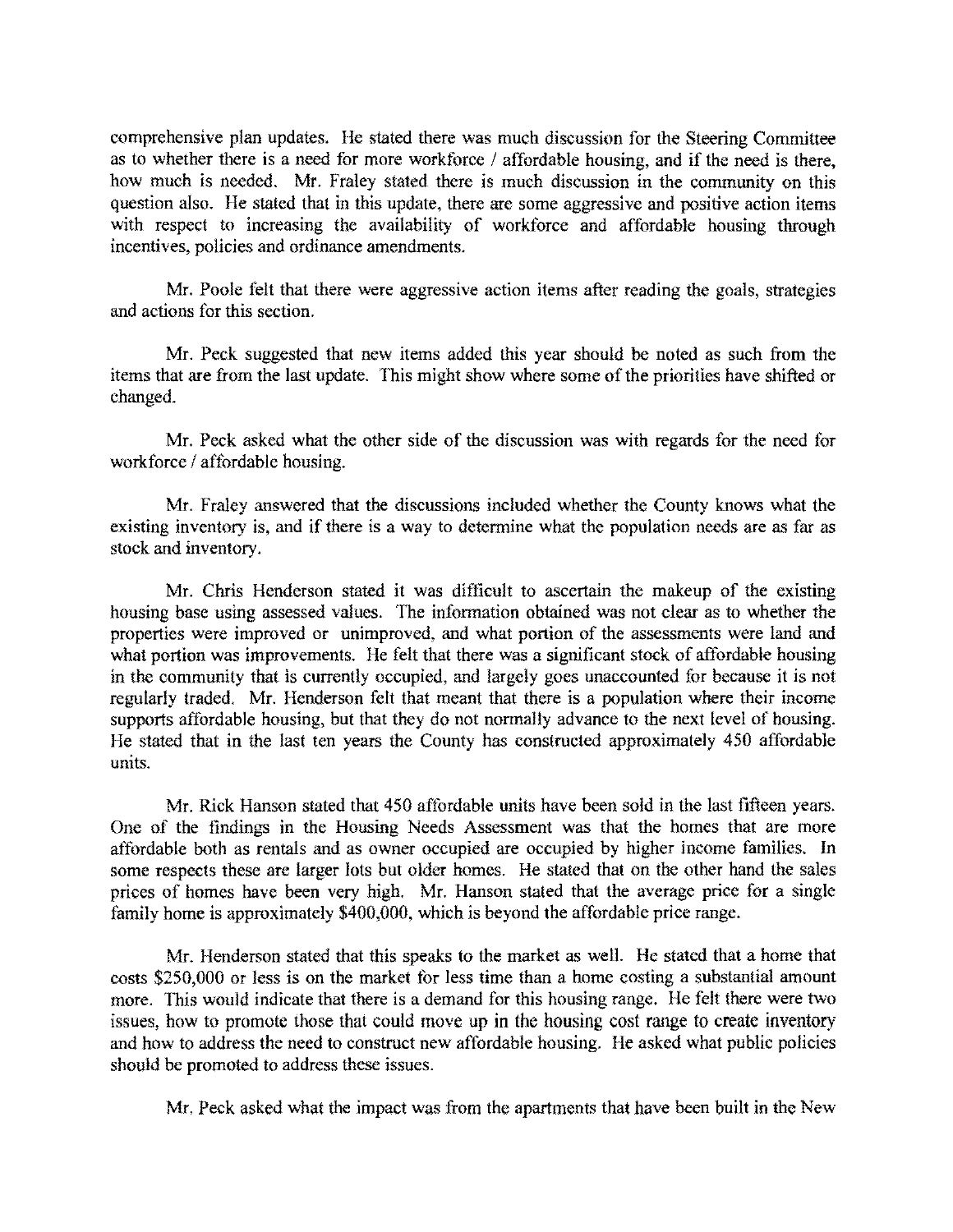comprehensive plan updates. He stated there was much discussion for the Steering Committee as to whether there is a need for more workforce / affordable housing, and if the need is there, how much is needed. Mr. Fraley stated there is much discussion in the community on this question also. He stated that in this update, there are some aggressive and positive action items with respect to increasing the availability of workforce and affordable housing through incentives, policies and ordinance amendments.

Mr. Poole felt that there were aggressive action items after reading the goals, strategies and actions for this section.

Mr. Peck suggested that new items added this year should be noted as such from the items that are from the last update. This might show where some of the priorities have shifted or changed.

Mr. Peck asked what the other side of the discussion was with regards for the need for workforce / affordable housing.

Mr. Fraley answered that the discussions included whether the County knows what the existing inventory is, and if there is a way to determine what the population needs are as far as stock and inventory.

Mr. Chris Henderson stated it was difficult to ascertain the makeup of the existing housing base using assessed values. The information obtained was not clear as to whether the properties were improved or unimproved, and what portion of the assessments were land and what portion was improvements. He felt that there was a significant stock of affordable housing in the community that is currently occupied, and largely goes unaccounted for because it is not regularly traded. Mr. Henderson felt that meant that there is a population where their income supports affordable housing, but that they do not normally advance to the next level of housing. He stated that in the last ten years the County has constructed approximately 450 affordable units.

Mr. Rick Hanson stated that 450 affordable units have been sold in the last fifteen years. One of the findings in the Housing Needs Assessment was that the homes that are more affordable both as rentals and as owner occupied are occupied by higher income families. In some respects these are larger lots but older homes. He stated that on the other hand the sales prices of homes have been very high. Mr. Hanson stated that the average price for a single family home is approximately $400,000, which is beyond the affordable price range.

Mr. Henderson stated that this speaks to the market as well. He stated that a home that costs $250,000 or less is on the market for less time than a home costing a substantial amount more. This would indicate that there is a demand for this housing range. He felt there were two issues, how to promote those that could move up in the housing cost range to create inventory and how to address the need to construct new affordable housing. He asked what public policies should be promoted to address these issues.

Mr. Peck asked what the impact was from the apartments that have been built in the New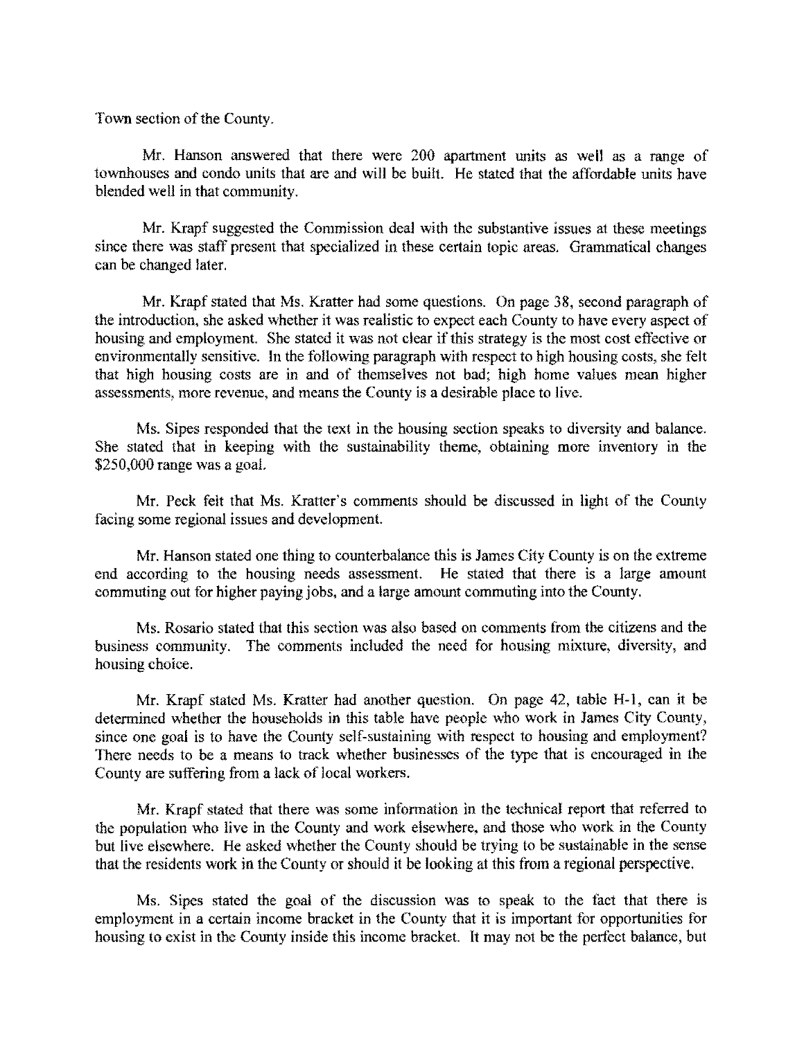Town section of the County.

Mr. Hanson answered that there were 200 apartment units as well as a range of townhouses and condo units that are and will be built. He stated that the affordable units have blended well in that community.

Mr. Krapf suggested the Commission deal with the substantive issues at these meetings since there was staff present that specialized in these certain topic areas. Grammatical changes can be changed later.

Mr. Krapf stated that Ms. Kratter had some questions. On page 38, second paragraph of the introduction, she asked whether it was realistic to expect each County to have every aspect of housing and employment. She stated it was not clear if this strategy is the most cost effective or environmentally sensitive. In the following paragraph with respect to high housing costs, she felt that high housing costs are in and of themselves not bad; high home values mean higher assessments, more revenue, and means the County is a desirable place to live.

Ms. Sipes responded that the text in the housing section speaks to diversity and balance. She stated that in keeping with the sustainability theme, obtaining more inventory in the $250,000 range was a goal.

Mr. Peck felt that Ms. Kratter's comments should be discussed in light of the County facing some regional issues and development.

Mr. Hanson stated one thing to counterbalance this is James City County is on the extreme end according to the housing needs assessment. He stated that there is a large amount commuting out for higher paying jobs, and a large amount commuting into the County.

Ms. Rosario stated that this section was also based on comments from the citizens and the business community. The comments included the need for housing mixture, diversity, and housing choice.

Mr. Krapf stated Ms. Kratter had another question. On page 42, table H-1, can it be determined whether the households in this table have people who work in James City County, since one goal is to have the County self-sustaining with respect to housing and employment? There needs to be a means to track whether businesses of the type that is encouraged in the County are suffering from a lack of local workers.

Mr. Krapf stated that there was some information in the technical report that referred to the population who live in the County and work elsewhere, and those who work in the County but live elsewhere. He asked whether the County should be trying to be sustainable in the sense that the residents work in the County or should it be looking at this from a regional perspective.

Ms. Sipes stated the goal of the discussion was to speak to the fact that there is employment in a certain income bracket in the County that it is important for opportunities for housing to exist in the County inside this income bracket. It may not be the perfect balance, but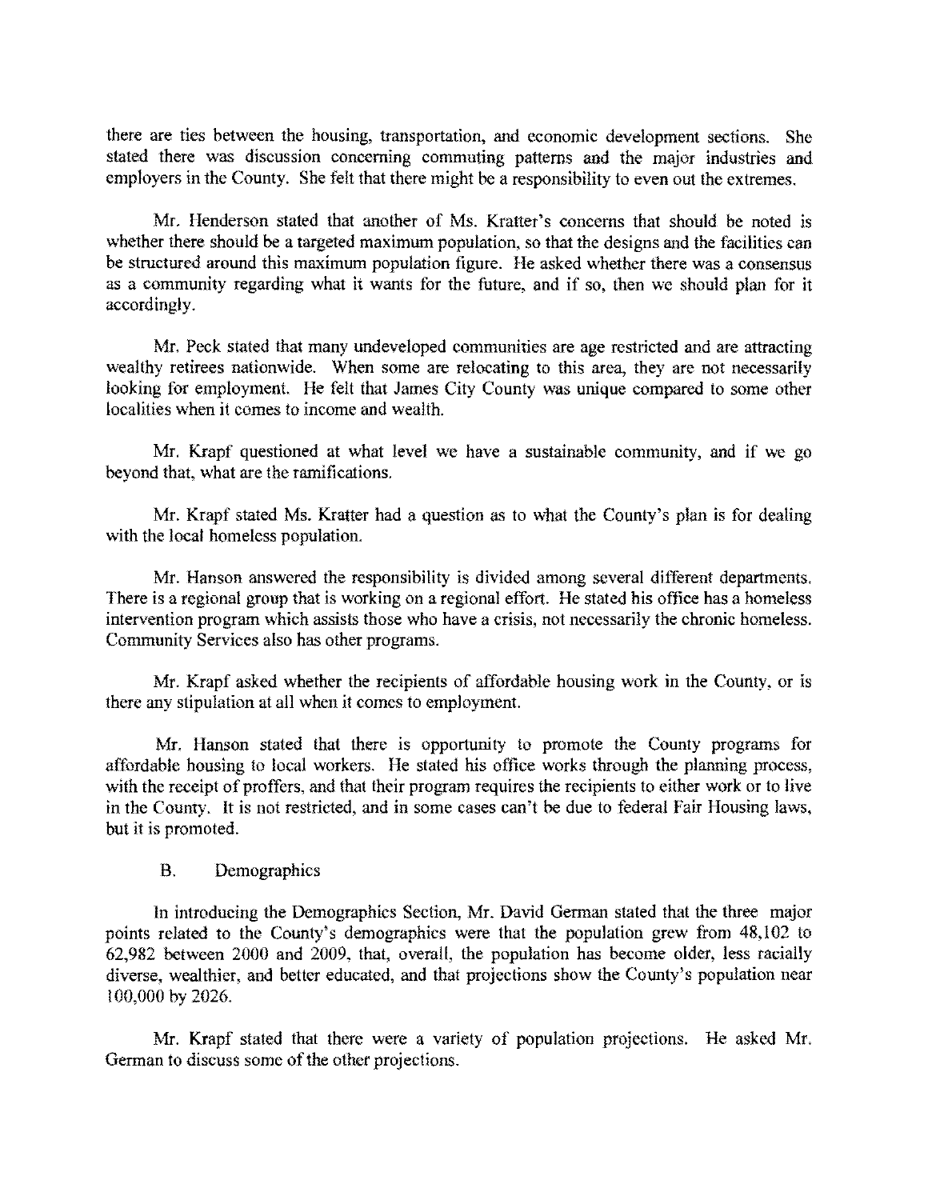there are ties between the housing, transportation, and economic development sections. She stated there was discussion concerning commuting patterns and the major industries and employers in the County. She felt that there might be a responsibility to even out the extremes.

Mr. Henderson stated that another of Ms. Kratter's concerns that should be noted is whether there should be a targeted maximum population, so that the designs and the facilities can be structured around this maximum population figure. He asked whether there was a consensus as a community regarding what it wants for the future, and if so, then we should plan for it accordingly.

Mr. Peck stated that many undeveloped communities are age restricted and are attracting wealthy retirees nationwide. When some are relocating to this area, they are not necessarily looking for employment. He felt that James City County was unique compared to some other localities when it comes to income and wealth.

Mr. Krapf questioned at what level we have a sustainable community, and if we go beyond that, what are the ramifications.

Mr. Krapf stated Ms. Kratter had a question as to what the County's plan is for dealing with the local homeless population.

Mr. Hanson answered the responsibility is divided among several different departments. There is a regional group that is working on a regional effort. He stated his office has a homeless intervention program which assists those who have a crisis, not necessarily the chronic homeless. Community Services also has other programs.

Mr. Krapf asked whether the recipients of affordable housing work in the County, or is there any stipulation at all when it comes to employment.

Mr. Hanson stated that there is opportunity to promote the County programs for affordable housing to local workers. He stated his office works through the planning process, with the receipt of proffers, and that their program requires the recipients to either work or to live in the County. It is not restricted, and in some cases can't be due to federal Fair Housing laws, but it is promoted.

B. Demographics

In introducing the Demographics Section, Mr. David German stated that the three major points related to the County's demographics were that the population grew from 48,102 to 62,982 between 2000 and 2009, that, overall, the population has become older, less racially diverse, wealthier, and better educated, and that projections show the County's population near 100,000 by 2026.

Mr. Krapf stated that there were a variety of population projections. He asked Mr. German to discuss some of the other projections.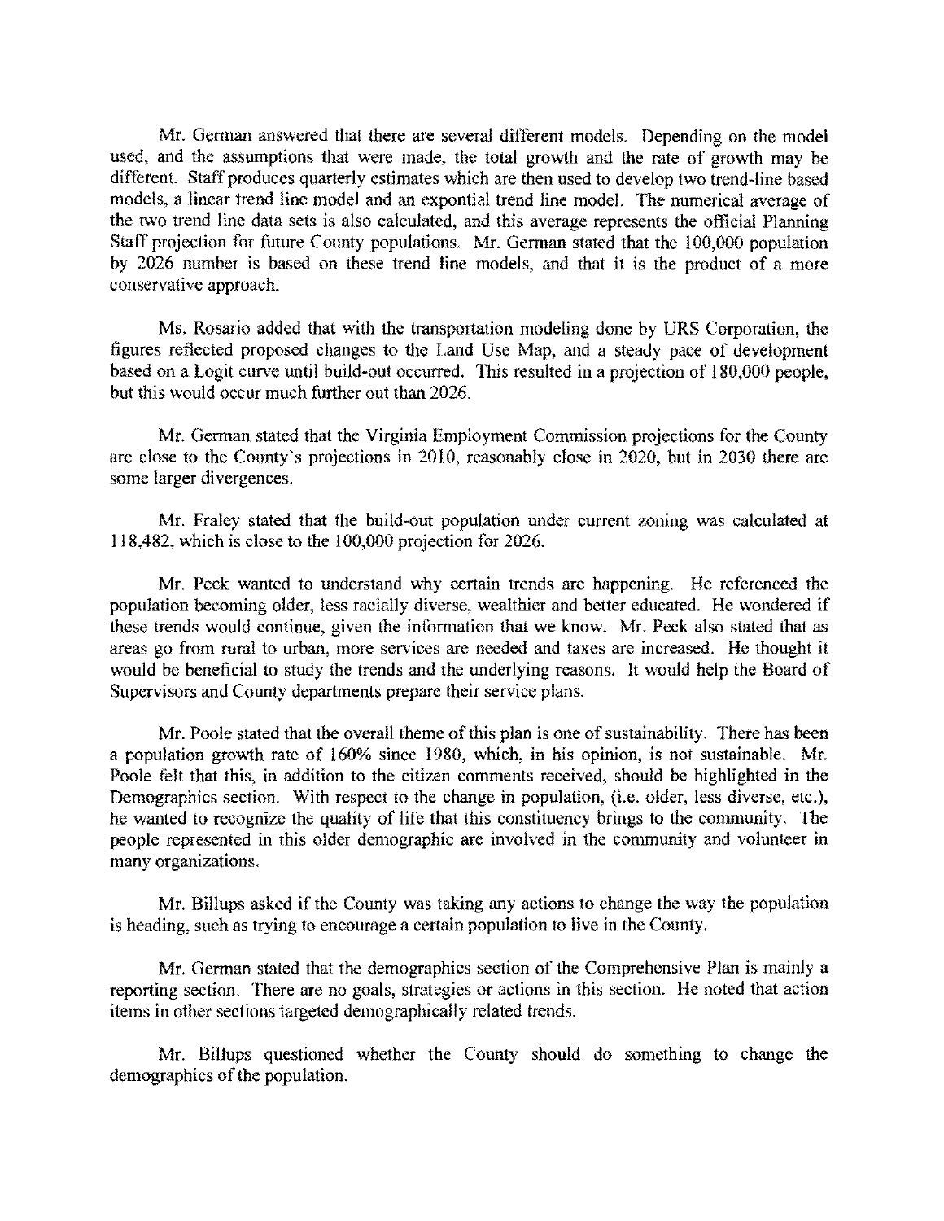Mr. German answered that there are several different models. Depending on the model used, and the assumptions that were made, the total growth and the rate of growth may be different. Staff produces quarterly estimates which are then used to develop two trend-line based models, a linear trend line model and an expontial trend line model. The numerical average of the two trend line data sets is also calculated, and this average represents the official Planning Staff projection for future County populations. Mr. German stated that the 100,000 population by 2026 number is based on these trend line models, and that it is the product of a more conservative approach.

Ms. Rosario added that with the transportation modeling done by URS Corporation, the figures reflected proposed changes to the Land Use Map, and a steady pace of development based on a Logit curve until build-out occurred. This resulted in a projection of 180,000 people, but this would occur much further out than 2026.

Mr. German stated that the Virginia Employment Commission projections for the County are close to the County's projections in 2010, reasonably close in 2020, but in 2030 there are some larger divergences.

Mr. Fraley stated that the build-out population under current zoning was calculated at 118,482, which is close to the 100,000 projection for 2026.

Mr. Peck wanted to understand why certain trends are happening. He referenced the population becoming older, less racially diverse, wealthier and better educated. He wondered if these trends would continue, given the information that we know. Mr. Peck also stated that as areas go from rural to urban, more services are needed and taxes are increased. He thought it would be beneficial to study the trends and the underlying reasons. It would help the Board of Supervisors and County departments prepare their service plans.

Mr. Poole stated that the overall theme of this plan is one of sustainability. There has been a population growth rate of 160% since 1980, which, in his opinion, is not sustainable. Mr. Poole felt that this, in addition to the citizen comments received, should be highlighted in the Demographics section. With respect to the change in population, (i.e. older, less diverse, etc.), he wanted to recognize the quality of life that this constituency brings to the community. The people represented in this older demographic are involved in the community and volunteer in many organizations.

Mr. Billups asked if the County was taking any actions to change the way the population is heading, such as trying to encourage a certain population to live in the County.

Mr. German stated that the demographics section of the Comprehensive Plan is mainly a reporting section. There are no goals, strategies or actions in this section. He noted that action items in other sections targeted demographically related trends.

Mr. Billups questioned whether the County should do something to change the demographics of the population.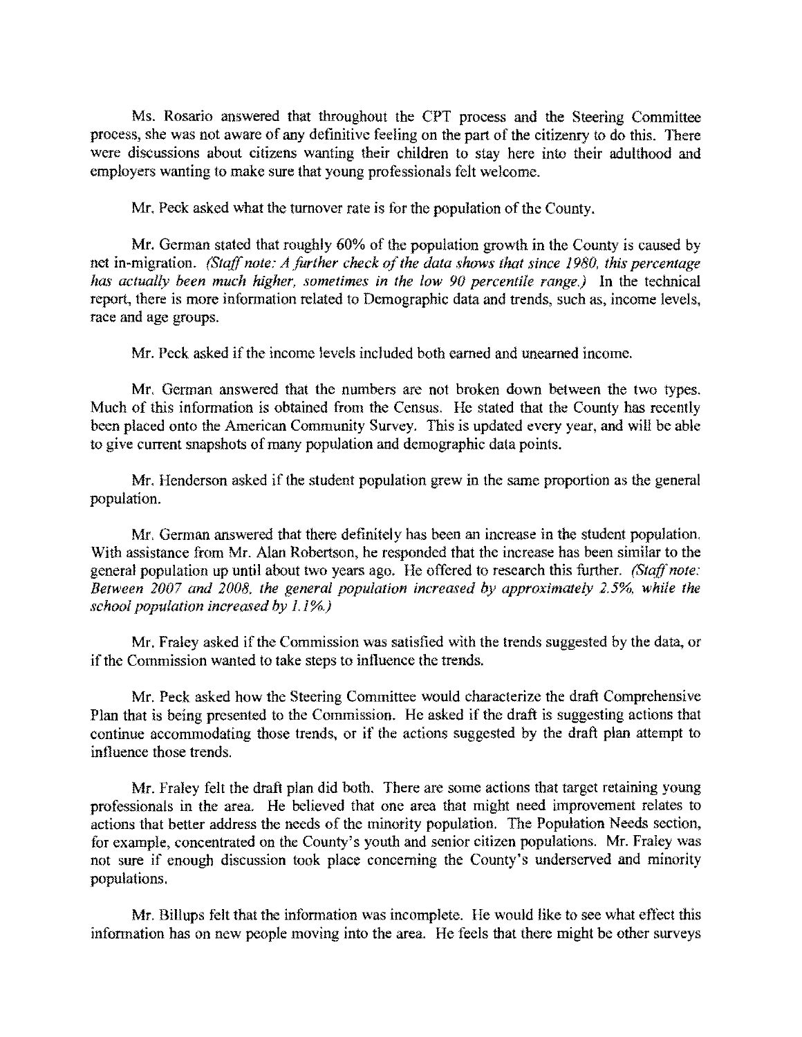Ms. Rosario answered that throughout the CPT process and the Steering Committee process, she was not aware of any definitive feeling on the part of the citizenry to do this. There were discussions about citizens wanting their children to stay here into their adulthood and employers wanting to make sure that young professionals felt welcome.

Mr. Peck asked what the turnover rate is for the population of the County.

Mr. German stated that roughly 60% of the population growth in the County is caused by net in-migration. *(Staff note: A further check of the data shows that since 1980, this percentage has actually been much higher, sometimes in the low 90 percentile range.)* In the technical report, there is more information related to Demographic data and trends, such as, income levels, race and age groups.

Mr. Peck asked if the income levels included both earned and unearned income.

Mr. German answered that the numbers are not broken down between the two types. Much of this information is obtained from the Census. He stated that the County has recently been placed onto the American Community Survey. This is updated every year, and will be able to give current snapshots of many population and demographic data points.

Mr. Henderson asked if the student population grew in the same proportion as the general population.

Mr. German answered that there definitely has been an increase in the student population. With assistance from Mr. Alan Robertson, he responded that the increase has been similar to the general population up until about two years ago. He offered to research this further. *(Staff note: Between 2007 and 2008, the general population increased by approximately 2.5%, while the school population increased by 1.1%.)*

Mr. Fraley asked if the Commission was satisfied with the trends suggested by the data, or if the Commission wanted to take steps to influence the trends.

Mr. Peck asked how the Steering Committee would characterize the draft Comprehensive Plan that is being presented to the Commission. He asked if the draft is suggesting actions that continue accommodating those trends, or if the actions suggested by the draft plan attempt to influence those trends.

Mr. Fraley felt the draft plan did both. There are some actions that target retaining young professionals in the area. He believed that one area that might need improvement relates to actions that better address the needs of the minority population. The Population Needs section, for example, concentrated on the County's youth and senior citizen populations. Mr. Fraley was not sure if enough discussion took place concerning the County's underserved and minority populations.

Mr. Billups felt that the information was incomplete. He would like to see what effect this information has on new people moving into the area. He feels that there might be other surveys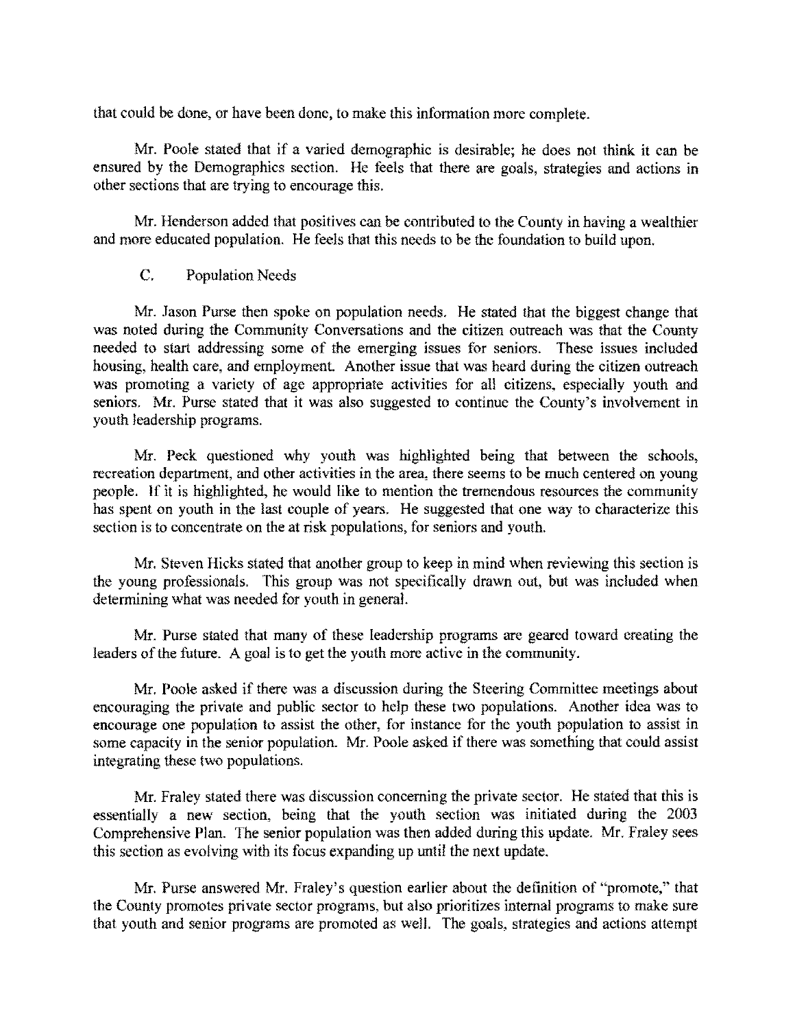that could be done, or have been done, to make this information more complete.

Mr. Poole stated that if a varied demographic is desirable; he does not think it can be ensured by the Demographics section. He feels that there are goals, strategies and actions in other sections that are trying to encourage this.

Mr. Henderson added that positives can be contributed to the County in having a wealthier and more educated population. He feels that this needs to be the foundation to build upon.

C. Population Needs

Mr. Jason Purse then spoke on population needs. He stated that the biggest change that was noted during the Community Conversations and the citizen outreach was that the County needed to start addressing some of the emerging issues for seniors. These issues included housing, health care, and employment. Another issue that was heard during the citizen outreach was promoting a variety of age appropriate activities for all citizens, especially youth and seniors. Mr. Purse stated that it was also suggested to continue the County's involvement in youth leadership programs.

Mr. Peck questioned why youth was highlighted being that between the schools, recreation department, and other activities in the area, there seems to be much centered on young people. If it is highlighted, he would like to mention the tremendous resources the community has spent on youth in the last couple of years. He suggested that one way to characterize this section is to concentrate on the at risk populations, for seniors and youth.

Mr. Steven Hicks stated that another group to keep in mind when reviewing this section is the young professionals. This group was not specifically drawn out, but was included when determining what was needed for youth in general.

Mr. Purse stated that many of these leadership programs are geared toward creating the leaders of the future. A goal is to get the youth more active in the community.

Mr. Poole asked if there was a discussion during the Steering Committee meetings about encouraging the private and public sector to help these two populations. Another idea was to encourage one population to assist the other, for instance for the youth population to assist in some capacity in the senior population. Mr. Poole asked if there was something that could assist integrating these two populations.

Mr. Fraley stated there was discussion concerning the private sector. He stated that this is essentially a new section, being that the youth section was initiated during the 2003 Comprehensive Plan. The senior population was then added during this update. Mr. Fraley sees this section as evolving with its focus expanding up until the next update.

Mr. Purse answered Mr. Fraley's question earlier about the definition of "promote," that the County promotes private sector programs, but also prioritizes internal programs to make sure that youth and senior programs are promoted as well. The goals, strategies and actions attempt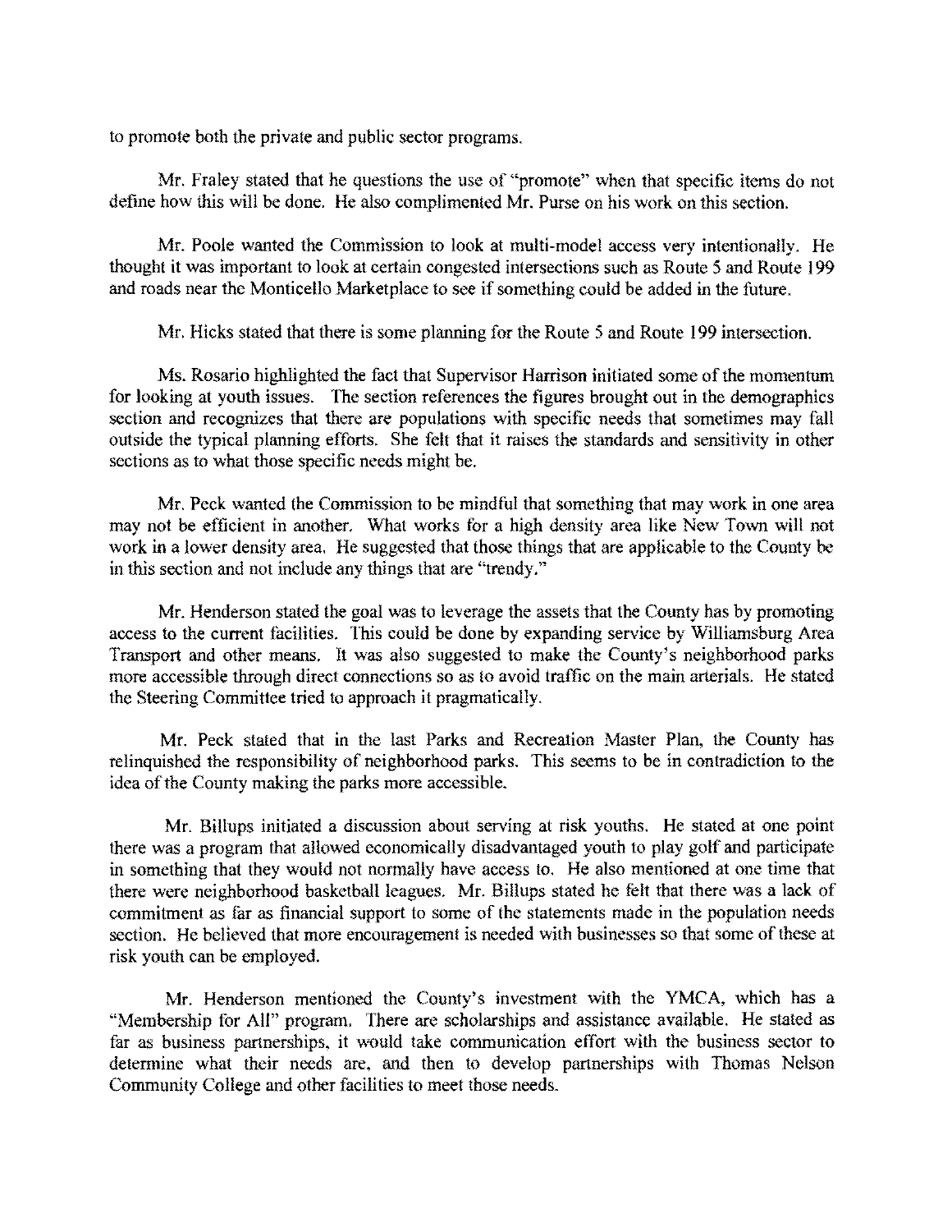to promote both the private and public sector programs.

Mr. Fraley stated that he questions the use of "promote" when that specific items do not define how this will be done. He also complimented Mr. Purse on his work on this section.

Mr. Poole wanted the Commission to look at multi-model access very intentionally. He thought it was important to look at certain congested intersections such as Route 5 and Route 199 and roads near the Monticello Marketplace to see if something could be added in the future.

Mr. Hicks stated that there is some planning for the Route 5 and Route 199 intersection.

Ms. Rosario highlighted the fact that Supervisor Harrison initiated some of the momentum for looking at youth issues. The section references the figures brought out in the demographics section and recognizes that there are populations with specific needs that sometimes may fall outside the typical planning efforts. She felt that it raises the standards and sensitivity in other sections as to what those specific needs might be.

Mr. Peck wanted the Commission to be mindful that something that may work in one area may not be efficient in another. What works for a high density area like New Town will not work in a lower density area. He suggested that those things that are applicable to the County be in this section and not include any things that are "trendy."

Mr. Henderson stated the goal was to leverage the assets that the County has by promoting access to the current facilities. This could be done by expanding service by Williamsburg Area Transport and other means. It was also suggested to make the County's neighborhood parks more accessible through direct connections so as to avoid traffic on the main arterials. He stated the Steering Committee tried to approach it pragmatically.

Mr. Peck stated that in the last Parks and Recreation Master Plan, the County has relinquished the responsibility of neighborhood parks. This seems to be in contradiction to the idea of the County making the parks more accessible.

Mr. Billups initiated a discussion about serving at risk youths. He stated at one point there was a program that allowed economically disadvantaged youth to play golf and participate in something that they would not normally have access to. He also mentioned at one time that there were neighborhood basketball leagues. Mr. Billups stated he felt that there was a lack of commitment as far as financial support to some of the statements made in the population needs section. He believed that more encouragement is needed with businesses so that some of these at risk youth can be employed.

Mr. Henderson mentioned the County's investment with the YMCA, which has a "Membership for All" program. There are scholarships and assistance available. He stated as far as business partnerships, it would take communication effort with the business sector to determine what their needs are, and then to develop partnerships with Thomas Nelson Community College and other facilities to meet those needs.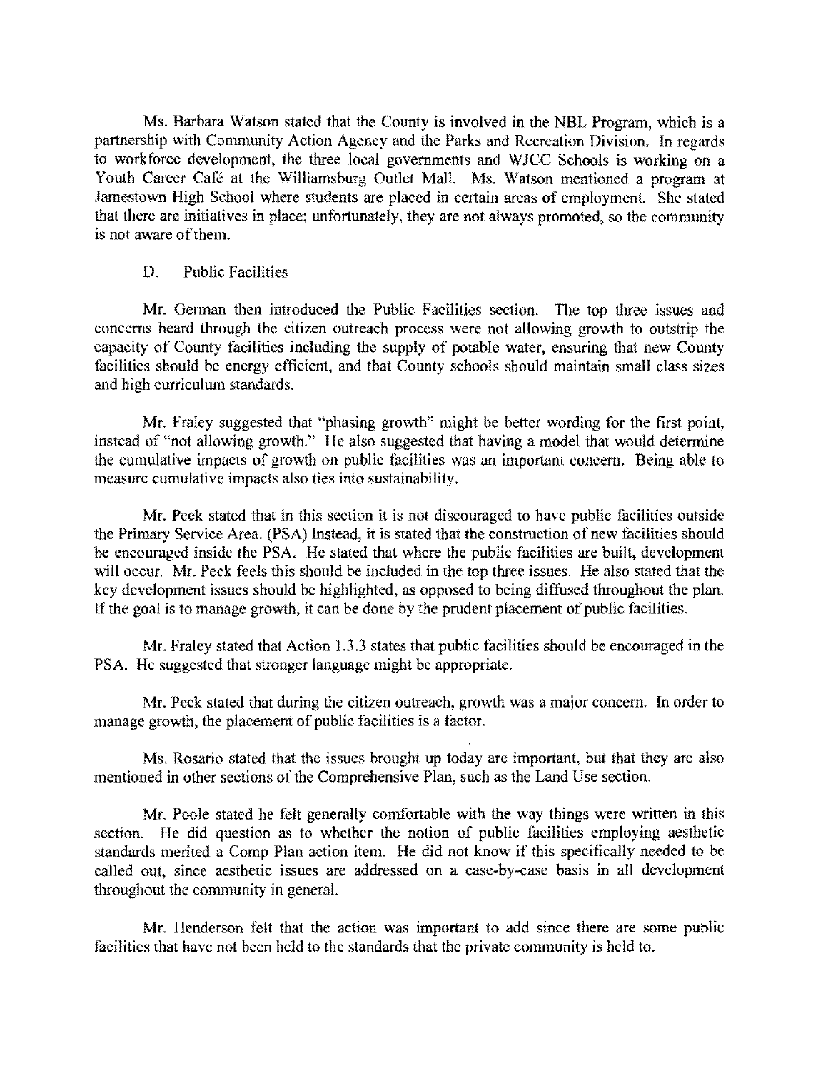Ms. Barbara Watson stated that the County is involved in the NBL Program, which is a partnership with Community Action Agency and the Parks and Recreation Division. In regards to workforce development, the three local governments and WJCC Schools is working on a Youth Career Café at the Williamsburg Outlet Mall. Ms. Watson mentioned a program at Jamestown High School where students are placed in certain areas of employment. She stated that there are initiatives in place; unfortunately, they are not always promoted, so the community is not aware of them.

D. Public Facilities

Mr. German then introduced the Public Facilities section. The top three issues and concerns heard through the citizen outreach process were not allowing growth to outstrip the capacity of County facilities including the supply of potable water, ensuring that new County facilities should be energy efficient, and that County schools should maintain small class sizes and high curriculum standards.

Mr. Fraley suggested that "phasing growth" might be better wording for the first point, instead of "not allowing growth." He also suggested that having a model that would determine the cumulative impacts of growth on public facilities was an important concern. Being able to measure cumulative impacts also ties into sustainability.

Mr. Peck stated that in this section it is not discouraged to have public facilities outside the Primary Service Area. (PSA) Instead, it is stated that the construction of new facilities should be encouraged inside the PSA. He stated that where the public facilities are built, development will occur. Mr. Peck feels this should be included in the top three issues. He also stated that the key development issues should be highlighted, as opposed to being diffused throughout the plan. If the goal is to manage growth, it can be done by the prudent placement of public facilities.

Mr. Fraley stated that Action 1.3.3 states that public facilities should be encouraged in the PSA. He suggested that stronger language might be appropriate.

Mr. Peck stated that during the citizen outreach, growth was a major concern. In order to manage growth, the placement of public facilities is a factor.

Ms. Rosario stated that the issues brought up today are important, but that they are also mentioned in other sections of the Comprehensive Plan, such as the Land Use section.

Mr. Poole stated he felt generally comfortable with the way things were written in this section. He did question as to whether the notion of public facilities employing aesthetic standards merited a Comp Plan action item. He did not know if this specifically needed to be called out, since aesthetic issues are addressed on a case-by-case basis in all development throughout the community in general.

Mr. Henderson felt that the action was important to add since there are some public facilities that have not been held to the standards that the private community is held to.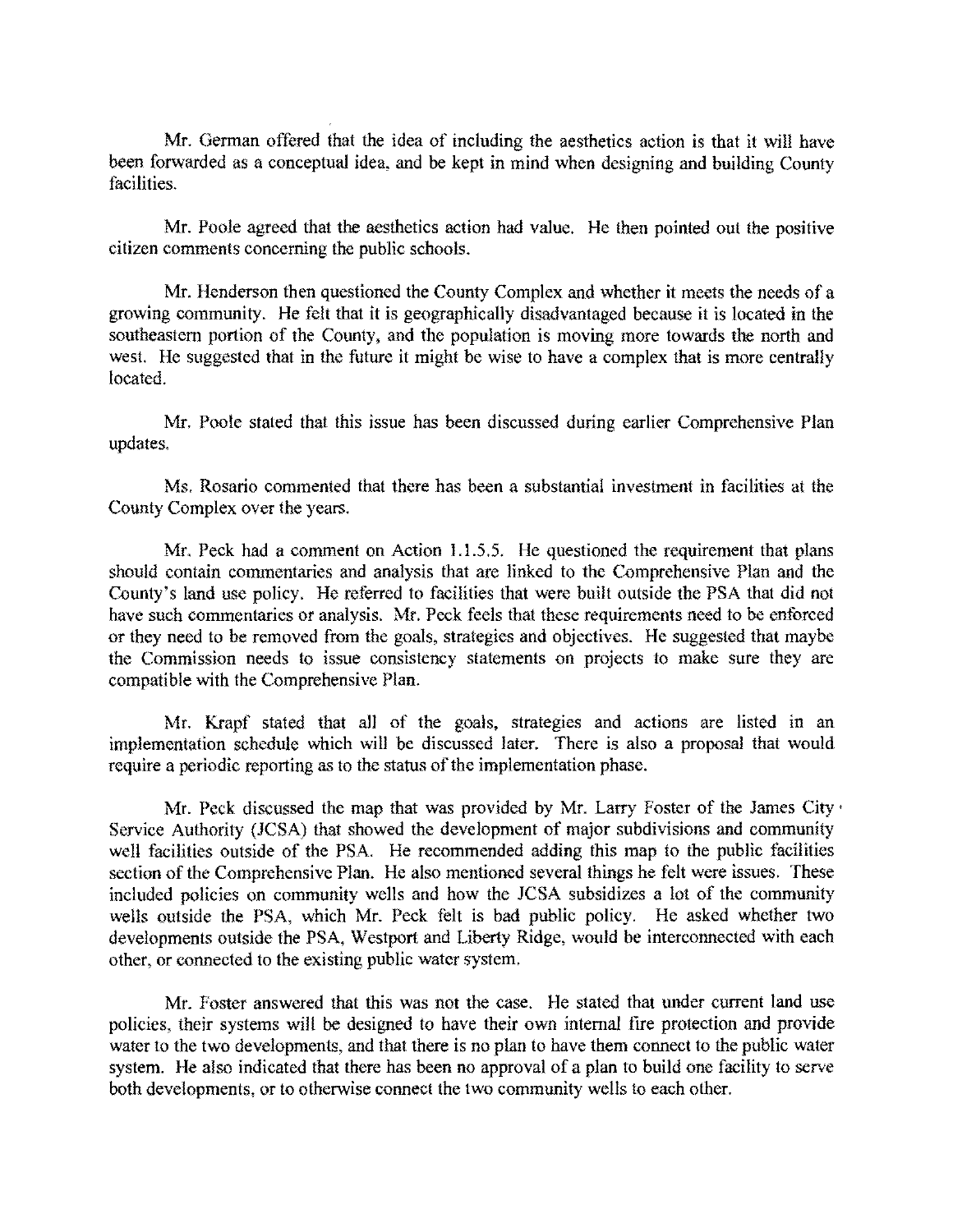Mr. German offered that the idea of including the aesthetics action is that it will have been forwarded as a conceptual idea, and be kept in mind when designing and building County facilities.

Mr. Poole agreed that the aesthetics action had value. He then pointed out the positive citizen comments concerning the public schools.

Mr. Henderson then questioned the County Complex and whether it meets the needs of a growing community. He felt that it is geographically disadvantaged because it is located in the southeastern portion of the County, and the population is moving more towards the north and west. He suggested that in the future it might be wise to have a complex that is more centrally located.

Mr. Poole stated that this issue has been discussed during earlier Comprehensive Plan updates.

Ms. Rosario commented that there has been a substantial investment in facilities at the County Complex over the years.

Mr. Peck had a comment on Action 1.1.5.5. He questioned the requirement that plans should contain commentaries and analysis that are linked to the Comprehensive Plan and the County's land use policy. He referred to facilities that were built outside the PSA that did not have such commentaries or analysis. Mr. Peck feels that these requirements need to be enforced or they need to be removed from the goals, strategies and objectives. He suggested that maybe the Commission needs to issue consistency statements on projects to make sure they are compatible with the Comprehensive Plan.

Mr. Krapf stated that all of the goals, strategies and actions are listed in an implementation schedule which will be discussed later. There is also a proposal that would require a periodic reporting as to the status of the implementation phase.

Mr. Peck discussed the map that was provided by Mr. Larry Foster of the James City Service Authority (JCSA) that showed the development of major subdivisions and community well facilities outside of the PSA. He recommended adding this map to the public facilities section of the Comprehensive Plan. He also mentioned several things he felt were issues. These included policies on community wells and how the JCSA subsidizes a lot of the community wells outside the PSA, which Mr. Peck felt is bad public policy. He asked whether two developments outside the PSA, Westport and Liberty Ridge, would be interconnected with each other, or connected to the existing public water system.

Mr. Foster answered that this was not the case. He stated that under current land use policies, their systems will be designed to have their own internal fire protection and provide water to the two developments, and that there is no plan to have them connect to the public water system. He also indicated that there has been no approval of a plan to build one facility to serve both developments, or to otherwise connect the two community wells to each other.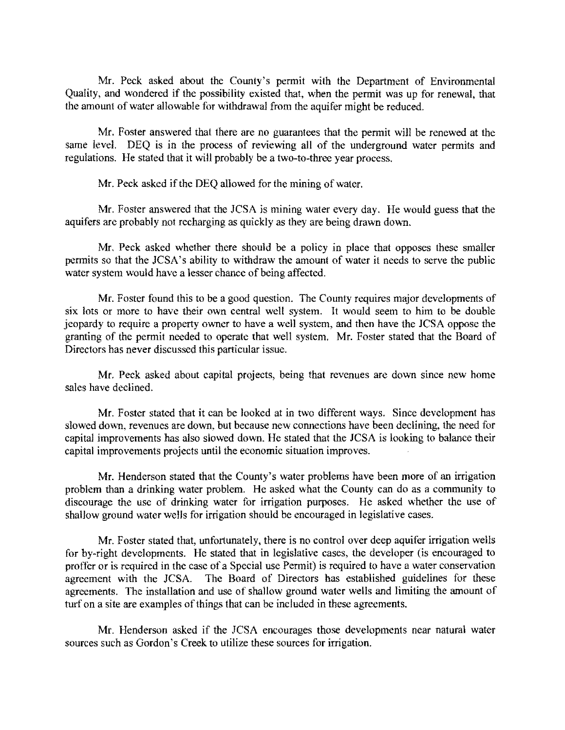Mr. Peck asked about the County's permit with the Department of Environmental Quality, and wondered if the possibility existed that, when the permit was up for renewal, that the amount of water allowable for withdrawal from the aquifer might be reduced.

Mr. Foster answered that there are no guarantees that the permit will be renewed at the same level. DEQ is in the process of reviewing all of the underground water permits and regulations. He stated that it will probably be a two-to-three year process.

Mr. Peck asked if the DEQ allowed for the mining of water.

Mr. Foster answered that the JCSA is mining water every day. He would guess that the aquifers are probably not recharging as quickly as they are being drawn down.

Mr. Peck asked whether there should be a policy in place that opposes these smaller permits so that the JCSA's ability to withdraw the amount of water it needs to serve the public water system would have a lesser chance of being affected.

Mr. Foster found this to be a good question. The County requires major developments of six lots or more to have their own central well system. It would seem to him to be double jeopardy to require a property owner to have a well system, and then have the JCSA oppose the granting of the permit needed to operate that well system. Mr. Foster stated that the Board of Directors has never discussed this particular issue.

Mr. Peck asked about capital projects, being that revenues are down since new home sales have declined.

Mr. Foster stated that it can be looked at in two different ways. Since development has slowed down, revenues are down, but because new connections have been declining, the need for capital improvements has also slowed down. He stated that the JCSA is looking to balance their capital improvements projects until the economic situation improves.

Mr. Henderson stated that the County's water problems have been more of an irrigation problem than a drinking water problem. He asked what the County can do as a community to discourage the use of drinking water for irrigation purposes. He asked whether the use of shallow ground water wells for irrigation should be encouraged in legislative cases.

Mr. Foster stated that, unfortunately, there is no control over deep aquifer irrigation wells for by-right developments. He stated that in legislative cases, the developer (is encouraged to proffer or is required in the case of a Special use Permit) is required to have a water conservation agreement with the JCSA. The Board of Directors has established guidelines for these agreements. The installation and use of shallow ground water wells and limiting the amount of turf on a site are examples of things that can be included in these agreements.

Mr. Henderson asked if the JCSA encourages those developments near natural water sources such as Gordon's Creek to utilize these sources for irrigation.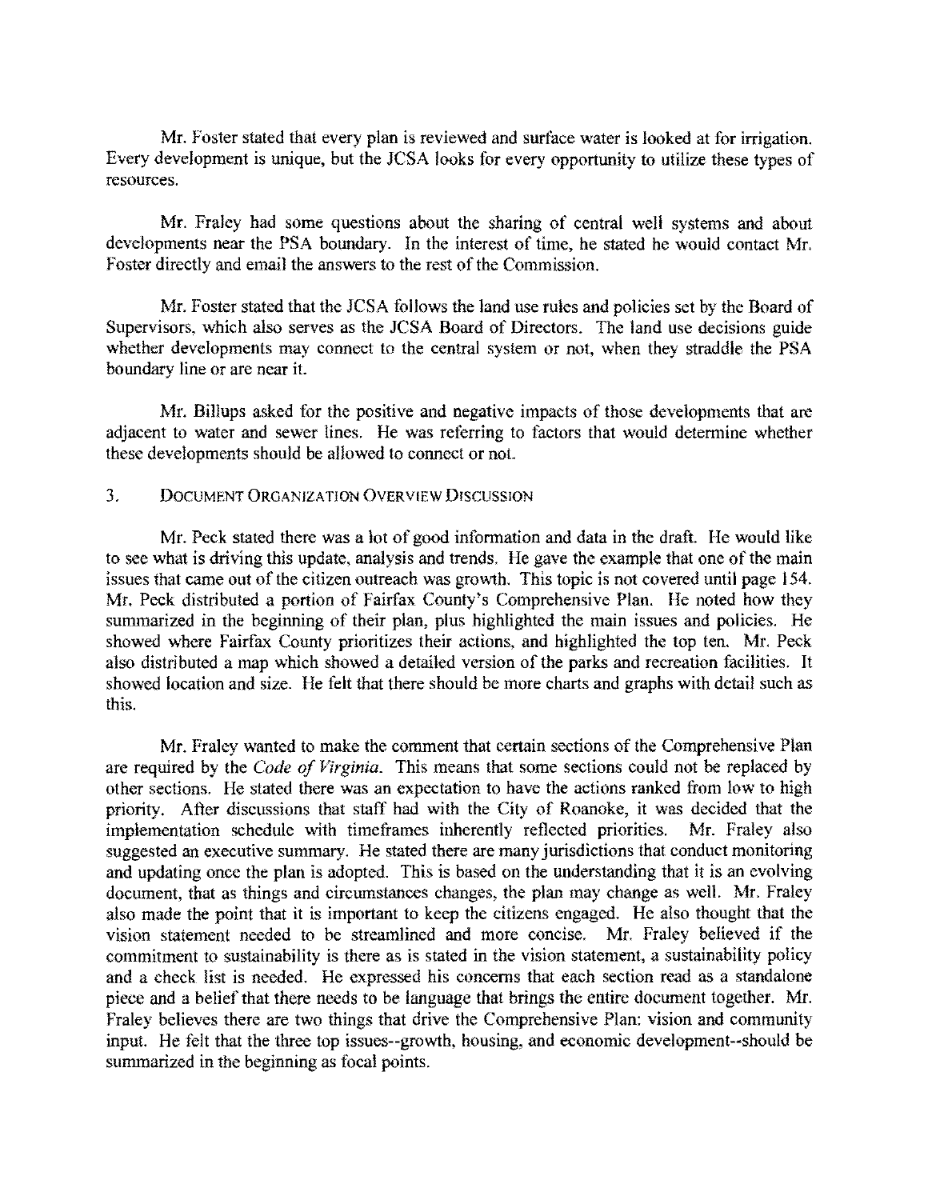Mr. Foster stated that every plan is reviewed and surface water is looked at for irrigation. Every development is unique, but the JCSA looks for every opportunity to utilize these types of resources.

Mr. Fraley had some questions about the sharing of central well systems and about developments near the PSA boundary. In the interest of time, he stated he would contact Mr. Foster directly and email the answers to the rest of the Commission.

Mr. Foster stated that the JCSA follows the land use rules and policies set by the Board of Supervisors, which also serves as the JCSA Board of Directors. The land use decisions guide whether developments may connect to the central system or not, when they straddle the PSA boundary line or are near it.

Mr. Billups asked for the positive and negative impacts of those developments that are adjacent to water and sewer lines. He was referring to factors that would determine whether these developments should be allowed to connect or not.

3. DOCUMENT ORGANIZATION OVERVIEW DISCUSSION

Mr. Peck stated there was a lot of good information and data in the draft. He would like to see what is driving this update, analysis and trends. He gave the example that one of the main issues that came out of the citizen outreach was growth. This topic is not covered until page 154. Mr. Peck distributed a portion of Fairfax County's Comprehensive Plan. He noted how they summarized in the beginning of their plan, plus highlighted the main issues and policies. He showed where Fairfax County prioritizes their actions, and highlighted the top ten. Mr. Peck also distributed a map which showed a detailed version of the parks and recreation facilities. It showed location and size. He felt that there should be more charts and graphs with detail such as this.

Mr. Fraley wanted to make the comment that certain sections of the Comprehensive Plan are required by the *Code of Virginia*. This means that some sections could not be replaced by other sections. He stated there was an expectation to have the actions ranked from low to high priority. After discussions that staff had with the City of Roanoke, it was decided that the implementation schedule with timeframes inherently reflected priorities. Mr. Fraley also suggested an executive summary. He stated there are many jurisdictions that conduct monitoring and updating once the plan is adopted. This is based on the understanding that it is an evolving document, that as things and circumstances changes, the plan may change as well. Mr. Fraley also made the point that it is important to keep the citizens engaged. He also thought that the vision statement needed to be streamlined and more concise. Mr. Fraley believed if the commitment to sustainability is there as is stated in the vision statement, a sustainability policy and a check list is needed. He expressed his concerns that each section read as a standalone piece and a belief that there needs to be language that brings the entire document together. Mr. Fraley believes there are two things that drive the Comprehensive Plan: vision and community input. He felt that the three top issues--growth, housing, and economic development--should be summarized in the beginning as focal points.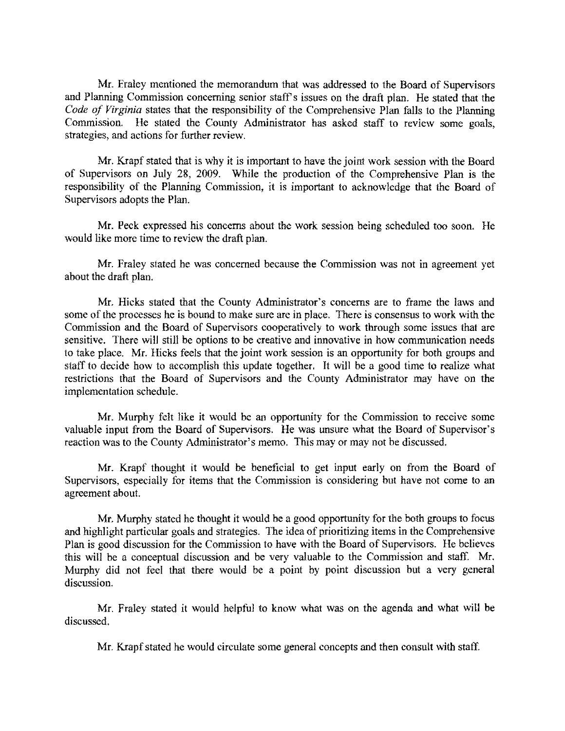Mr. Fraley mentioned the memorandum that was addressed to the Board of Supervisors and Planning Commission concerning senior staff's issues on the draft plan. He stated that the *Code of Virginia* states that the responsibility of the Comprehensive Plan falls to the Planning Commission. He stated the County Administrator has asked staff to review some goals, strategies, and actions for further review.

Mr. Krapf stated that is why it is important to have the joint work session with the Board of Supervisors on July 28, 2009. While the production of the Comprehensive Plan is the responsibility of the Planning Commission, it is important to acknowledge that the Board of Supervisors adopts the Plan.

Mr. Peck expressed his concerns about the work session being scheduled too soon. He would like more time to review the draft plan.

Mr. Fraley stated he was concerned because the Commission was not in agreement yet about the draft plan.

Mr. Hicks stated that the County Administrator's concerns are to frame the laws and some of the processes he is bound to make sure are in place. There is consensus to work with the Commission and the Board of Supervisors cooperatively to work through some issues that are sensitive. There will still be options to be creative and innovative in how communication needs to take place. Mr. Hicks feels that the joint work session is an opportunity for both groups and staff to decide how to accomplish this update together. It will be a good time to realize what restrictions that the Board of Supervisors and the County Administrator may have on the implementation schedule.

Mr. Murphy felt like it would be an opportunity for the Commission to receive some valuable input from the Board of Supervisors. He was unsure what the Board of Supervisor's reaction was to the County Administrator's memo. This may or may not be discussed.

Mr. Krapf thought it would be beneficial to get input early on from the Board of Supervisors, especially for items that the Commission is considering but have not come to an agreement about.

Mr. Murphy stated he thought it would be a good opportunity for the both groups to focus and highlight particular goals and strategies. The idea of prioritizing items in the Comprehensive Plan is good discussion for the Commission to have with the Board of Supervisors. He believes this will be a conceptual discussion and be very valuable to the Commission and staff. Mr. Murphy did not feel that there would be a point by point discussion but a very general discussion.

Mr. Fraley stated it would helpful to know what was on the agenda and what will be discussed.

Mr. Krapf stated he would circulate some general concepts and then consult with staff.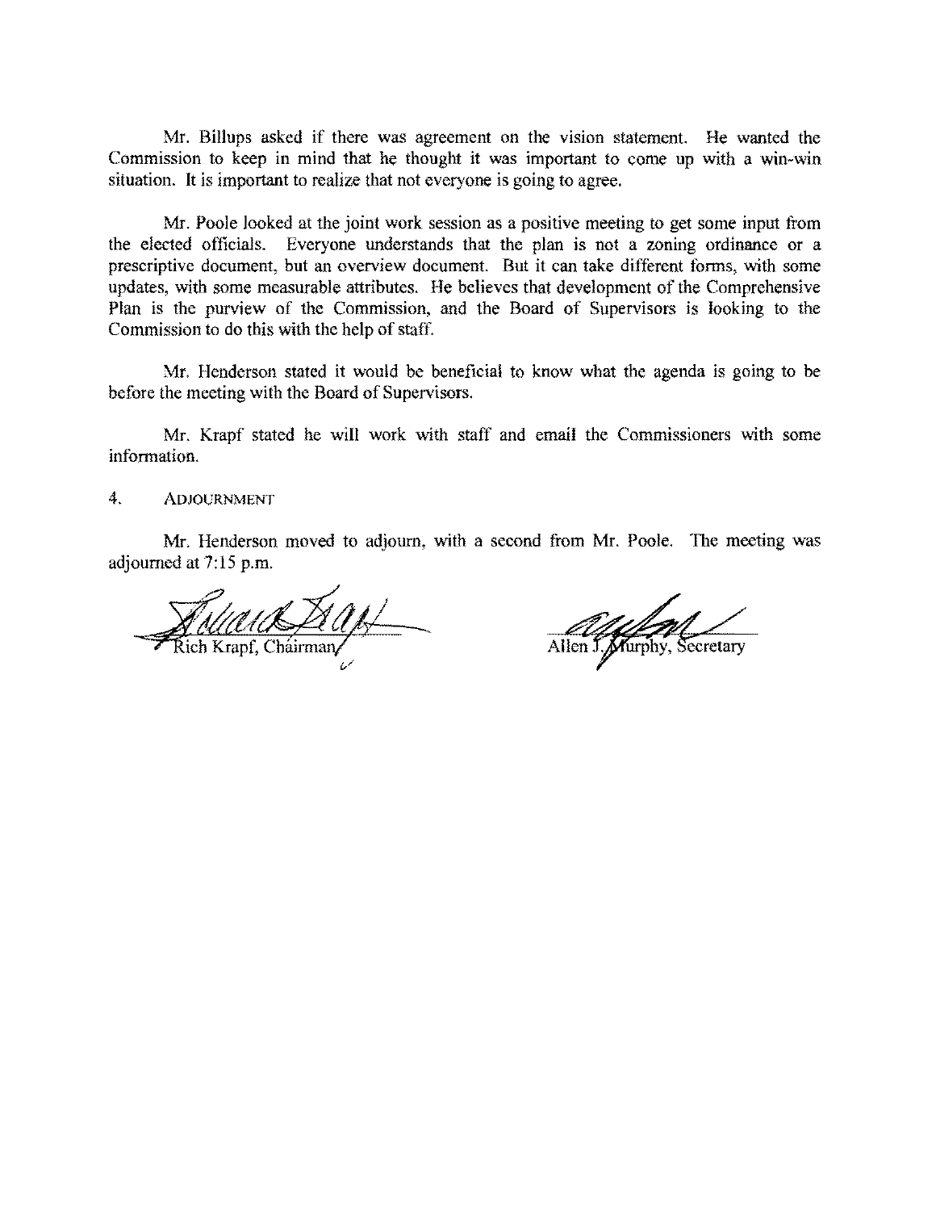Mr. Billups asked if there was agreement on the vision statement. He wanted the Commission to keep in mind that he thought it was important to come up with a win-win situation. It is important to realize that not everyone is going to agree.

Mr. Poole looked at the joint work session as a positive meeting to get some input from the elected officials. Everyone understands that the plan is not a zoning ordinance or a prescriptive document, but an overview document. But it can take different forms, with some updates, with some measurable attributes. He believes that development of the Comprehensive Plan is the purview of the Commission, and the Board of Supervisors is looking to the Commission to do this with the help of staff.

Mr. Henderson stated it would be beneficial to know what the agenda is going to be before the meeting with the Board of Supervisors.

Mr. Krapf stated he will work with staff and email the Commissioners with some information.

4. ADJOURNMENT

Mr. Henderson moved to adjourn, with a second from Mr. Poole. The meeting was adjourned at 7:15 p.m.

Rich Krapf, Chairman

Allen J. Murphy, Secretary